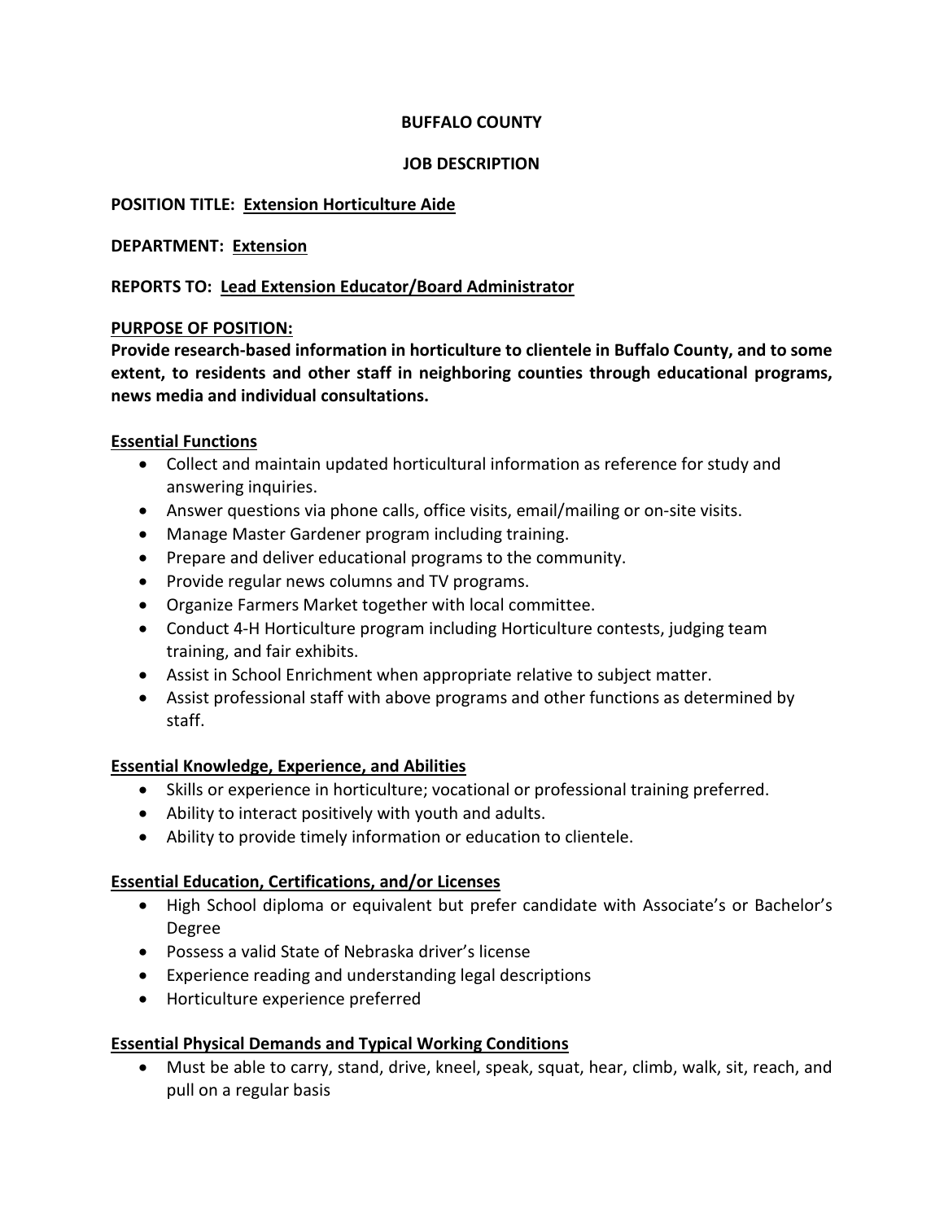# BUFFALO COUNTY

## JOB DESCRIPTION

**POSITION TITLE: Extension Horticulture Aide**

**DEPARTMENT: Extension**

**REPORTS TO: Lead Extension Educator/Board Administrator**

**PURPOSE OF POSITION:**

**Provide research-based information in horticulture to clientele in Buffalo County, and to some extent, to residents and other staff in neighboring counties through educational programs, news media and individual consultations.**

### Essential Functions

- Collect and maintain updated horticultural information as reference for study and answering inquiries.
- Answer questions via phone calls, office visits, email/mailing or on-site visits.
- Manage Master Gardener program including training.
- Prepare and deliver educational programs to the community.
- Provide regular news columns and TV programs.
- Organize Farmers Market together with local committee.
- Conduct 4-H Horticulture program including Horticulture contests, judging team training, and fair exhibits.
- Assist in School Enrichment when appropriate relative to subject matter.
- Assist professional staff with above programs and other functions as determined by staff.

### Essential Knowledge, Experience, and Abilities

- Skills or experience in horticulture; vocational or professional training preferred.
- Ability to interact positively with youth and adults.
- Ability to provide timely information or education to clientele.

### Essential Education, Certifications, and/or Licenses

- High School diploma or equivalent but prefer candidate with Associate's or Bachelor's Degree
- Possess a valid State of Nebraska driver's license
- Experience reading and understanding legal descriptions
- Horticulture experience preferred

### Essential Physical Demands and Typical Working Conditions

- Must be able to carry, stand, drive, kneel, speak, squat, hear, climb, walk, sit, reach, and pull on a regular basis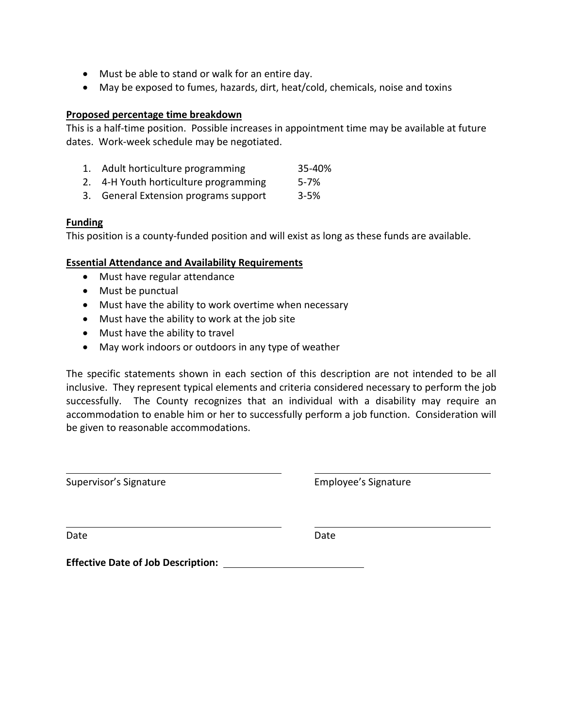- Must be able to stand or walk for an entire day.
- May be exposed to fumes, hazards, dirt, heat/cold, chemicals, noise and toxins

**Proposed percentage time breakdown**

This is a half-time position. Possible increases in appointment time may be available at future dates. Work-week schedule may be negotiated.

| | | |
|---|---|---|
| 1. | Adult horticulture programming | 35-40% |
| 2. | 4-H Youth horticulture programming | 5-7% |
| 3. | General Extension programs support | 3-5% |

**Funding**

This position is a county-funded position and will exist as long as these funds are available.

**Essential Attendance and Availability Requirements**

- Must have regular attendance
- Must be punctual
- Must have the ability to work overtime when necessary
- Must have the ability to work at the job site
- Must have the ability to travel
- May work indoors or outdoors in any type of weather

The specific statements shown in each section of this description are not intended to be all inclusive. They represent typical elements and criteria considered necessary to perform the job successfully. The County recognizes that an individual with a disability may require an accommodation to enable him or her to successfully perform a job function. Consideration will be given to reasonable accommodations.

\_\_\_\_\_\_\_\_\_\_\_\_\_\_\_\_\_\_\_\_\_\_\_\_\_\_\_\_\_\_ 
Supervisor's Signature

\_\_\_\_\_\_\_\_\_\_\_\_\_\_\_\_\_\_\_\_\_\_\_\_\_\_\_\_\_\_ 
Employee's Signature

\_\_\_\_\_\_\_\_\_\_\_\_\_\_\_\_\_\_\_\_\_\_\_\_\_\_\_\_\_\_ 
Date

\_\_\_\_\_\_\_\_\_\_\_\_\_\_\_\_\_\_\_\_\_\_\_\_\_\_\_\_\_\_ 
Date

**Effective Date of Job Description:** \_\_\_\_\_\_\_\_\_\_\_\_\_\_\_\_\_\_\_\_